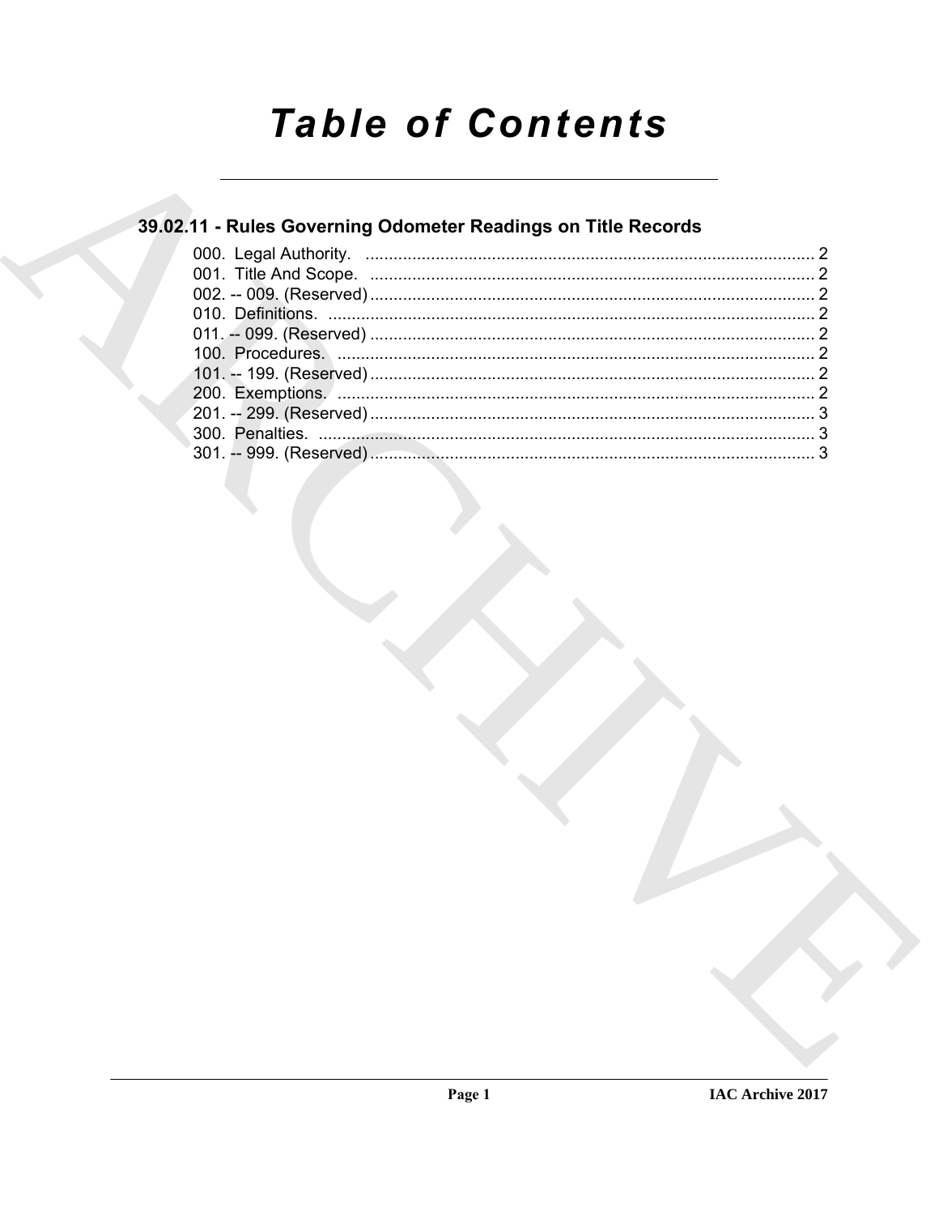# Table of Contents

## 39.02.11 - Rules Governing Odometer Readings on Title Records

000. Legal Authority. ..... 2
001. Title And Scope. ..... 2
002. -- 009. (Reserved) ..... 2
010. Definitions. ..... 2
011. -- 099. (Reserved) ..... 2
100. Procedures. ..... 2
101. -- 199. (Reserved) ..... 2
200. Exemptions. ..... 2
201. -- 299. (Reserved) ..... 3
300. Penalties. ..... 3
301. -- 999. (Reserved) ..... 3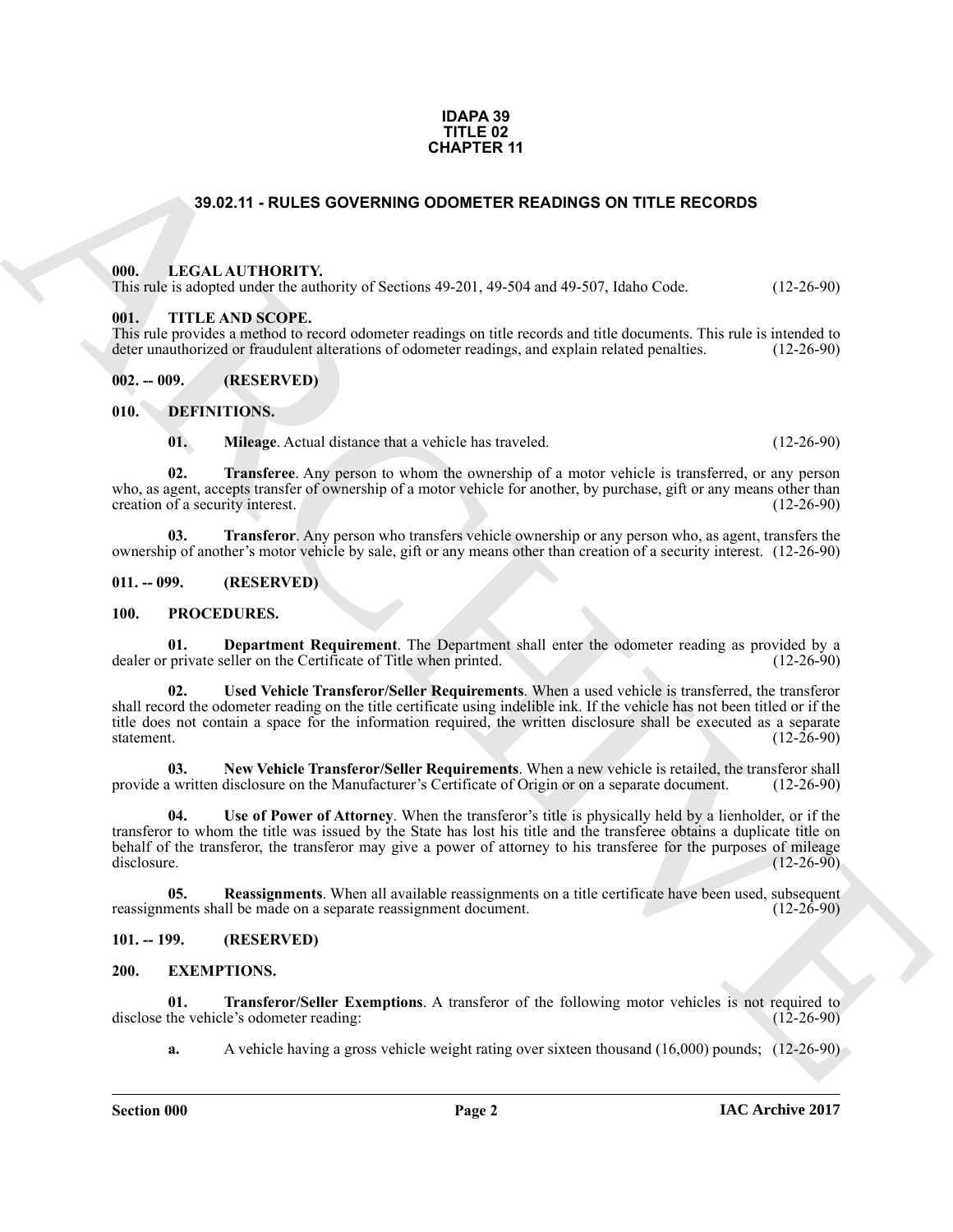**IDAPA 39**
**TITLE 02**
**CHAPTER 11**

## 39.02.11 - RULES GOVERNING ODOMETER READINGS ON TITLE RECORDS

### 000. LEGAL AUTHORITY.

This rule is adopted under the authority of Sections 49-201, 49-504 and 49-507, Idaho Code. (12-26-90)

### 001. TITLE AND SCOPE.

This rule provides a method to record odometer readings on title records and title documents. This rule is intended to deter unauthorized or fraudulent alterations of odometer readings, and explain related penalties. (12-26-90)

### 002. -- 009. (RESERVED)

### 010. DEFINITIONS.

**01. Mileage**. Actual distance that a vehicle has traveled. (12-26-90)

**02. Transferee**. Any person to whom the ownership of a motor vehicle is transferred, or any person who, as agent, accepts transfer of ownership of a motor vehicle for another, by purchase, gift or any means other than creation of a security interest. (12-26-90)

**03. Transferor**. Any person who transfers vehicle ownership or any person who, as agent, transfers the ownership of another's motor vehicle by sale, gift or any means other than creation of a security interest. (12-26-90)

### 011. -- 099. (RESERVED)

### 100. PROCEDURES.

**01. Department Requirement**. The Department shall enter the odometer reading as provided by a dealer or private seller on the Certificate of Title when printed. (12-26-90)

**02. Used Vehicle Transferor/Seller Requirements**. When a used vehicle is transferred, the transferor shall record the odometer reading on the title certificate using indelible ink. If the vehicle has not been titled or if the title does not contain a space for the information required, the written disclosure shall be executed as a separate statement. (12-26-90)

**03. New Vehicle Transferor/Seller Requirements**. When a new vehicle is retailed, the transferor shall provide a written disclosure on the Manufacturer's Certificate of Origin or on a separate document. (12-26-90)

**04. Use of Power of Attorney**. When the transferor's title is physically held by a lienholder, or if the transferor to whom the title was issued by the State has lost his title and the transferee obtains a duplicate title on behalf of the transferor, the transferor may give a power of attorney to his transferee for the purposes of mileage disclosure. (12-26-90)

**05. Reassignments**. When all available reassignments on a title certificate have been used, subsequent reassignments shall be made on a separate reassignment document. (12-26-90)

### 101. -- 199. (RESERVED)

### 200. EXEMPTIONS.

**01. Transferor/Seller Exemptions**. A transferor of the following motor vehicles is not required to disclose the vehicle's odometer reading: (12-26-90)

**a.** A vehicle having a gross vehicle weight rating over sixteen thousand (16,000) pounds; (12-26-90)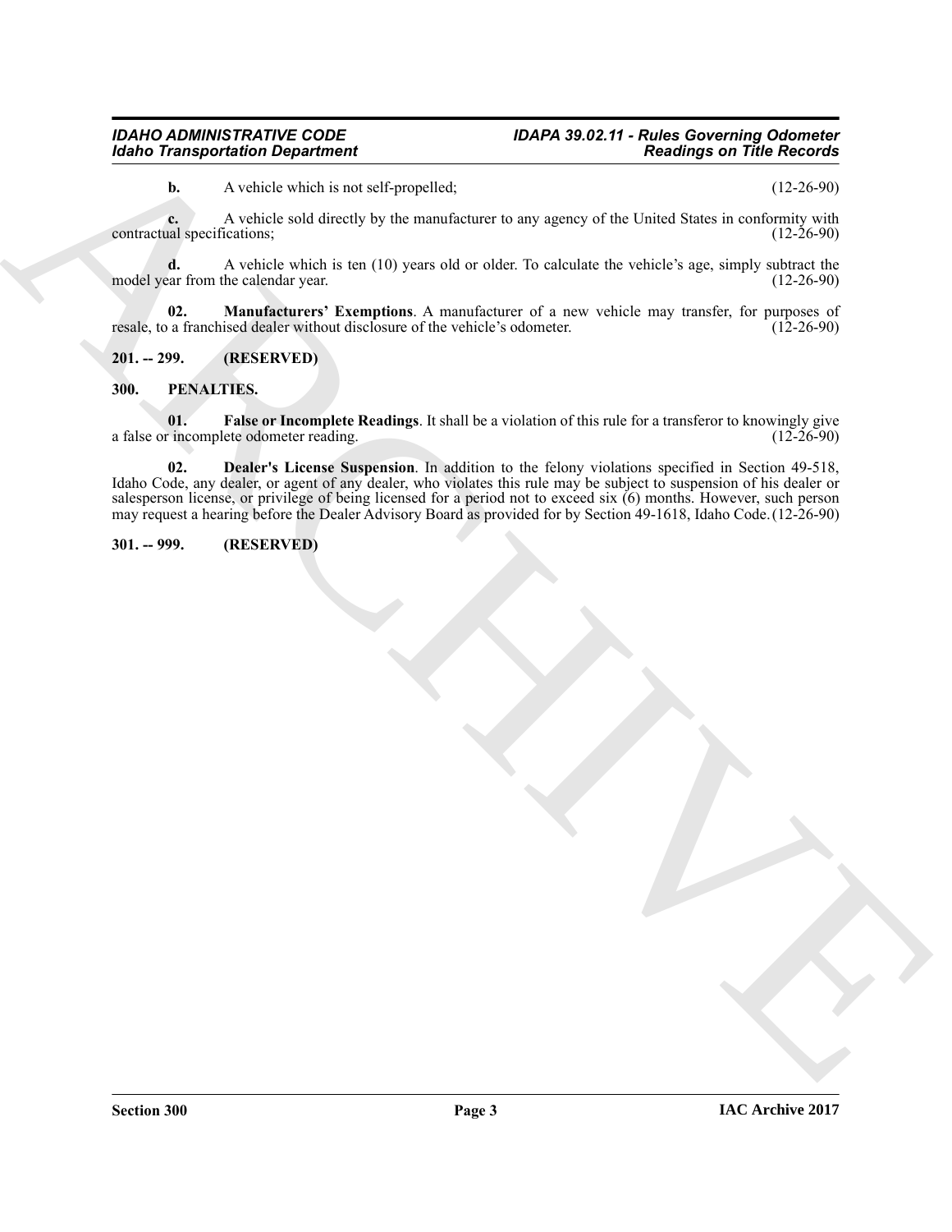**b.** A vehicle which is not self-propelled; (12-26-90)

**c.** A vehicle sold directly by the manufacturer to any agency of the United States in conformity with contractual specifications; (12-26-90)

**d.** A vehicle which is ten (10) years old or older. To calculate the vehicle's age, simply subtract the model year from the calendar year. (12-26-90)

**02. Manufacturers' Exemptions**. A manufacturer of a new vehicle may transfer, for purposes of resale, to a franchised dealer without disclosure of the vehicle's odometer. (12-26-90)

**201. -- 299. (RESERVED)**

**300. PENALTIES.**

**01. False or Incomplete Readings**. It shall be a violation of this rule for a transferor to knowingly give a false or incomplete odometer reading. (12-26-90)

**02. Dealer's License Suspension**. In addition to the felony violations specified in Section 49-518, Idaho Code, any dealer, or agent of any dealer, who violates this rule may be subject to suspension of his dealer or salesperson license, or privilege of being licensed for a period not to exceed six (6) months. However, such person may request a hearing before the Dealer Advisory Board as provided for by Section 49-1618, Idaho Code. (12-26-90)

**301. -- 999. (RESERVED)**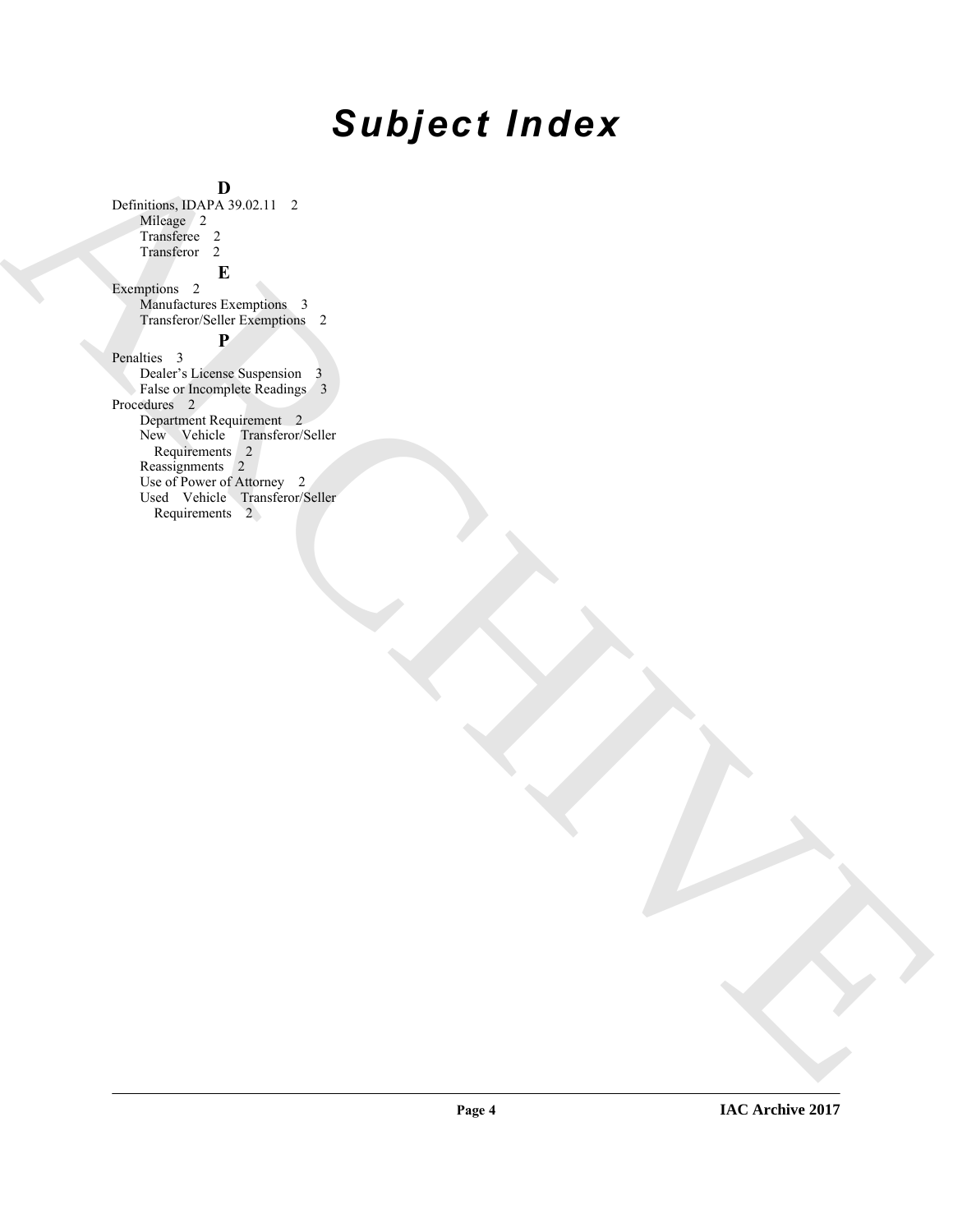# Subject Index

**D**

Definitions, IDAPA 39.02.11 2
- Mileage 2
- Transferee 2
- Transferor 2

**E**

Exemptions 2
- Manufactures Exemptions 3
- Transferor/Seller Exemptions 2

**P**

Penalties 3
- Dealer's License Suspension 3
- False or Incomplete Readings 3

Procedures 2
- Department Requirement 2
- New Vehicle Transferor/Seller Requirements 2
- Reassignments 2
- Use of Power of Attorney 2
- Used Vehicle Transferor/Seller Requirements 2